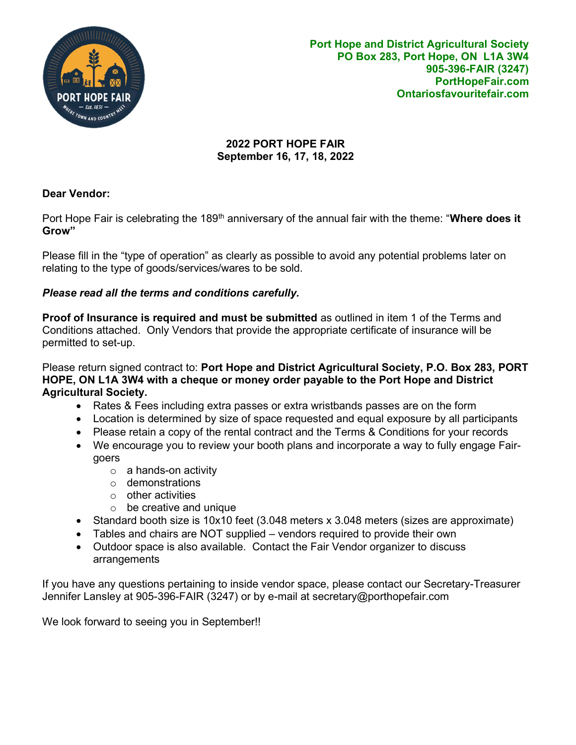**Port Hope and District Agricultural Society**
**PO Box 283, Port Hope, ON L1A 3W4**
**905-396-FAIR (3247)**
**PortHopeFair.com**
**Ontariosfavouritefair.com**

## 2022 PORT HOPE FAIR
## September 16, 17, 18, 2022

**Dear Vendor:**

Port Hope Fair is celebrating the 189th anniversary of the annual fair with the theme: "**Where does it Grow"**

Please fill in the "type of operation" as clearly as possible to avoid any potential problems later on relating to the type of goods/services/wares to be sold.

***Please read all the terms and conditions carefully.***

**Proof of Insurance is required and must be submitted** as outlined in item 1 of the Terms and Conditions attached. Only Vendors that provide the appropriate certificate of insurance will be permitted to set-up.

Please return signed contract to: **Port Hope and District Agricultural Society, P.O. Box 283, PORT HOPE, ON L1A 3W4 with a cheque or money order payable to the Port Hope and District Agricultural Society.**

- Rates & Fees including extra passes or extra wristbands passes are on the form
- Location is determined by size of space requested and equal exposure by all participants
- Please retain a copy of the rental contract and the Terms & Conditions for your records
- We encourage you to review your booth plans and incorporate a way to fully engage Fair-goers
  - a hands-on activity
  - demonstrations
  - other activities
  - be creative and unique
- Standard booth size is 10x10 feet (3.048 meters x 3.048 meters (sizes are approximate)
- Tables and chairs are NOT supplied – vendors required to provide their own
- Outdoor space is also available. Contact the Fair Vendor organizer to discuss arrangements

If you have any questions pertaining to inside vendor space, please contact our Secretary-Treasurer Jennifer Lansley at 905-396-FAIR (3247) or by e-mail at secretary@porthopefair.com

We look forward to seeing you in September!!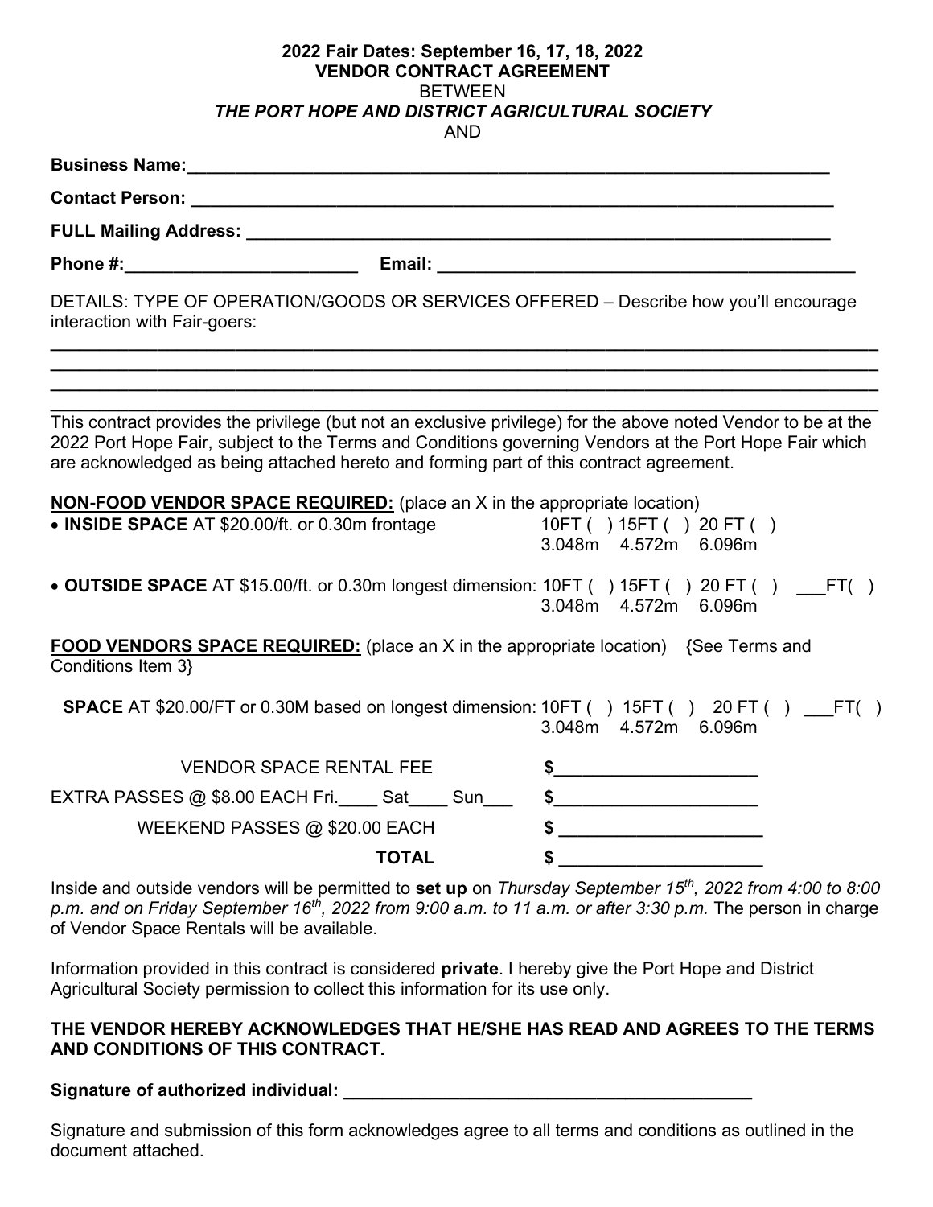**2022 Fair Dates: September 16, 17, 18, 2022**
**VENDOR CONTRACT AGREEMENT**
BETWEEN
***THE PORT HOPE AND DISTRICT AGRICULTURAL SOCIETY***
AND

**Business Name:**______________________________________________________________

**Contact Person:** ______________________________________________________________

**FULL Mailing Address:** _________________________________________________________

**Phone #:**________________________ **Email:** ____________________________________________

DETAILS: TYPE OF OPERATION/GOODS OR SERVICES OFFERED – Describe how you'll encourage interaction with Fair-goers:

____________________________________________________________________________________
____________________________________________________________________________________
____________________________________________________________________________________
____________________________________________________________________________________

This contract provides the privilege (but not an exclusive privilege) for the above noted Vendor to be at the 2022 Port Hope Fair, subject to the Terms and Conditions governing Vendors at the Port Hope Fair which are acknowledged as being attached hereto and forming part of this contract agreement.

**NON-FOOD VENDOR SPACE REQUIRED:** (place an X in the appropriate location)

- **INSIDE SPACE** AT $20.00/ft. or 0.30m frontage — 10FT ( ) 15FT ( ) 20 FT ( )
  3.048m 4.572m 6.096m

- **OUTSIDE SPACE** AT $15.00/ft. or 0.30m longest dimension: 10FT ( ) 15FT ( ) 20 FT ( ) ___FT( )
  3.048m 4.572m 6.096m

**FOOD VENDORS SPACE REQUIRED:** (place an X in the appropriate location) {See Terms and Conditions Item 3}

**SPACE** AT $20.00/FT or 0.30M based on longest dimension: 10FT ( ) 15FT ( ) 20 FT ( ) ___FT( )
3.048m 4.572m 6.096m

| | |
|---|---|
| VENDOR SPACE RENTAL FEE | $____________________ |
| EXTRA PASSES @ $8.00 EACH Fri.____ Sat____ Sun___ | $____________________ |
| WEEKEND PASSES @ $20.00 EACH | $ ____________________ |
| **TOTAL** | $ ____________________ |

Inside and outside vendors will be permitted to **set up** on *Thursday September 15th, 2022 from 4:00 to 8:00 p.m. and on Friday September 16th, 2022 from 9:00 a.m. to 11 a.m. or after 3:30 p.m.* The person in charge of Vendor Space Rentals will be available.

Information provided in this contract is considered **private**. I hereby give the Port Hope and District Agricultural Society permission to collect this information for its use only.

**THE VENDOR HEREBY ACKNOWLEDGES THAT HE/SHE HAS READ AND AGREES TO THE TERMS AND CONDITIONS OF THIS CONTRACT.**

**Signature of authorized individual:** ________________________________________

Signature and submission of this form acknowledges agree to all terms and conditions as outlined in the document attached.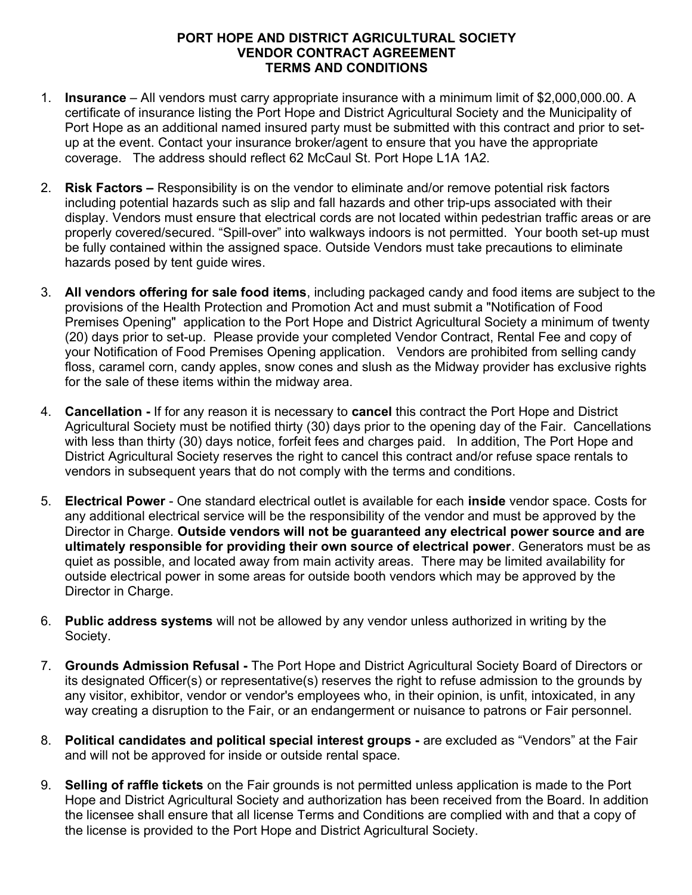**PORT HOPE AND DISTRICT AGRICULTURAL SOCIETY**
**VENDOR CONTRACT AGREEMENT**
**TERMS AND CONDITIONS**

1. **Insurance** – All vendors must carry appropriate insurance with a minimum limit of $2,000,000.00. A certificate of insurance listing the Port Hope and District Agricultural Society and the Municipality of Port Hope as an additional named insured party must be submitted with this contract and prior to set-up at the event. Contact your insurance broker/agent to ensure that you have the appropriate coverage. The address should reflect 62 McCaul St. Port Hope L1A 1A2.

2. **Risk Factors –** Responsibility is on the vendor to eliminate and/or remove potential risk factors including potential hazards such as slip and fall hazards and other trip-ups associated with their display. Vendors must ensure that electrical cords are not located within pedestrian traffic areas or are properly covered/secured. "Spill-over" into walkways indoors is not permitted. Your booth set-up must be fully contained within the assigned space. Outside Vendors must take precautions to eliminate hazards posed by tent guide wires.

3. **All vendors offering for sale food items**, including packaged candy and food items are subject to the provisions of the Health Protection and Promotion Act and must submit a "Notification of Food Premises Opening" application to the Port Hope and District Agricultural Society a minimum of twenty (20) days prior to set-up. Please provide your completed Vendor Contract, Rental Fee and copy of your Notification of Food Premises Opening application. Vendors are prohibited from selling candy floss, caramel corn, candy apples, snow cones and slush as the Midway provider has exclusive rights for the sale of these items within the midway area.

4. **Cancellation -** If for any reason it is necessary to **cancel** this contract the Port Hope and District Agricultural Society must be notified thirty (30) days prior to the opening day of the Fair. Cancellations with less than thirty (30) days notice, forfeit fees and charges paid. In addition, The Port Hope and District Agricultural Society reserves the right to cancel this contract and/or refuse space rentals to vendors in subsequent years that do not comply with the terms and conditions.

5. **Electrical Power** - One standard electrical outlet is available for each **inside** vendor space. Costs for any additional electrical service will be the responsibility of the vendor and must be approved by the Director in Charge. **Outside vendors will not be guaranteed any electrical power source and are ultimately responsible for providing their own source of electrical power**. Generators must be as quiet as possible, and located away from main activity areas. There may be limited availability for outside electrical power in some areas for outside booth vendors which may be approved by the Director in Charge.

6. **Public address systems** will not be allowed by any vendor unless authorized in writing by the Society.

7. **Grounds Admission Refusal -** The Port Hope and District Agricultural Society Board of Directors or its designated Officer(s) or representative(s) reserves the right to refuse admission to the grounds by any visitor, exhibitor, vendor or vendor's employees who, in their opinion, is unfit, intoxicated, in any way creating a disruption to the Fair, or an endangerment or nuisance to patrons or Fair personnel.

8. **Political candidates and political special interest groups -** are excluded as "Vendors" at the Fair and will not be approved for inside or outside rental space.

9. **Selling of raffle tickets** on the Fair grounds is not permitted unless application is made to the Port Hope and District Agricultural Society and authorization has been received from the Board. In addition the licensee shall ensure that all license Terms and Conditions are complied with and that a copy of the license is provided to the Port Hope and District Agricultural Society.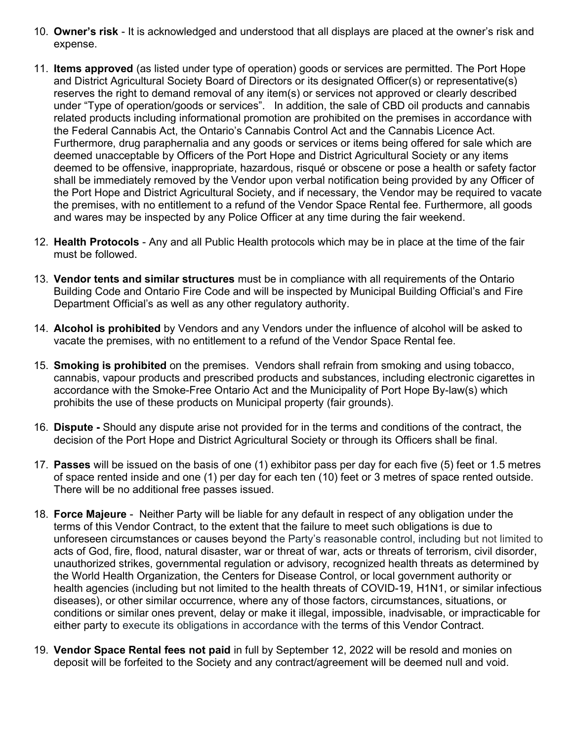10. **Owner's risk** - It is acknowledged and understood that all displays are placed at the owner's risk and expense.

11. **Items approved** (as listed under type of operation) goods or services are permitted. The Port Hope and District Agricultural Society Board of Directors or its designated Officer(s) or representative(s) reserves the right to demand removal of any item(s) or services not approved or clearly described under "Type of operation/goods or services". In addition, the sale of CBD oil products and cannabis related products including informational promotion are prohibited on the premises in accordance with the Federal Cannabis Act, the Ontario's Cannabis Control Act and the Cannabis Licence Act. Furthermore, drug paraphernalia and any goods or services or items being offered for sale which are deemed unacceptable by Officers of the Port Hope and District Agricultural Society or any items deemed to be offensive, inappropriate, hazardous, risqué or obscene or pose a health or safety factor shall be immediately removed by the Vendor upon verbal notification being provided by any Officer of the Port Hope and District Agricultural Society, and if necessary, the Vendor may be required to vacate the premises, with no entitlement to a refund of the Vendor Space Rental fee. Furthermore, all goods and wares may be inspected by any Police Officer at any time during the fair weekend.

12. **Health Protocols** - Any and all Public Health protocols which may be in place at the time of the fair must be followed.

13. **Vendor tents and similar structures** must be in compliance with all requirements of the Ontario Building Code and Ontario Fire Code and will be inspected by Municipal Building Official's and Fire Department Official's as well as any other regulatory authority.

14. **Alcohol is prohibited** by Vendors and any Vendors under the influence of alcohol will be asked to vacate the premises, with no entitlement to a refund of the Vendor Space Rental fee.

15. **Smoking is prohibited** on the premises. Vendors shall refrain from smoking and using tobacco, cannabis, vapour products and prescribed products and substances, including electronic cigarettes in accordance with the Smoke-Free Ontario Act and the Municipality of Port Hope By-law(s) which prohibits the use of these products on Municipal property (fair grounds).

16. **Dispute -** Should any dispute arise not provided for in the terms and conditions of the contract, the decision of the Port Hope and District Agricultural Society or through its Officers shall be final.

17. **Passes** will be issued on the basis of one (1) exhibitor pass per day for each five (5) feet or 1.5 metres of space rented inside and one (1) per day for each ten (10) feet or 3 metres of space rented outside. There will be no additional free passes issued.

18. **Force Majeure** - Neither Party will be liable for any default in respect of any obligation under the terms of this Vendor Contract, to the extent that the failure to meet such obligations is due to unforeseen circumstances or causes beyond the Party's reasonable control, including but not limited to acts of God, fire, flood, natural disaster, war or threat of war, acts or threats of terrorism, civil disorder, unauthorized strikes, governmental regulation or advisory, recognized health threats as determined by the World Health Organization, the Centers for Disease Control, or local government authority or health agencies (including but not limited to the health threats of COVID-19, H1N1, or similar infectious diseases), or other similar occurrence, where any of those factors, circumstances, situations, or conditions or similar ones prevent, delay or make it illegal, impossible, inadvisable, or impracticable for either party to execute its obligations in accordance with the terms of this Vendor Contract.

19. **Vendor Space Rental fees not paid** in full by September 12, 2022 will be resold and monies on deposit will be forfeited to the Society and any contract/agreement will be deemed null and void.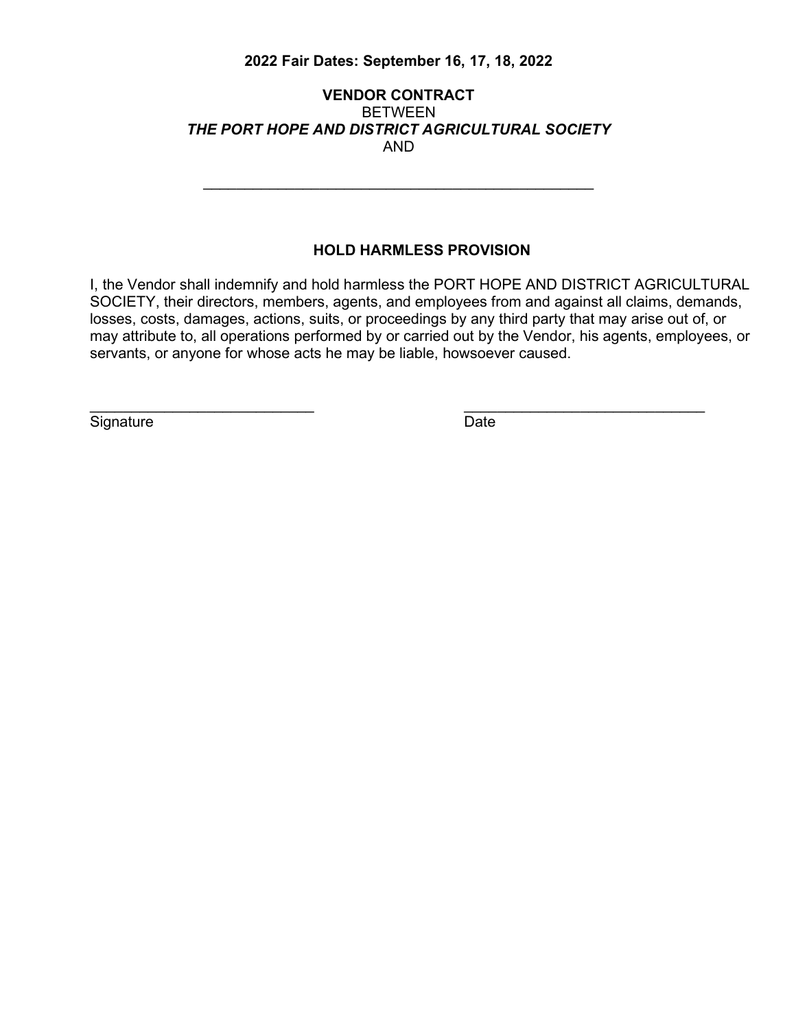**2022 Fair Dates: September 16, 17, 18, 2022**

**VENDOR CONTRACT**

BETWEEN

***THE PORT HOPE AND DISTRICT AGRICULTURAL SOCIETY***

AND

__________________________________________________

**HOLD HARMLESS PROVISION**

I, the Vendor shall indemnify and hold harmless the PORT HOPE AND DISTRICT AGRICULTURAL SOCIETY, their directors, members, agents, and employees from and against all claims, demands, losses, costs, damages, actions, suits, or proceedings by any third party that may arise out of, or may attribute to, all operations performed by or carried out by the Vendor, his agents, employees, or servants, or anyone for whose acts he may be liable, howsoever caused.

____________________________ Signature

______________________________ Date